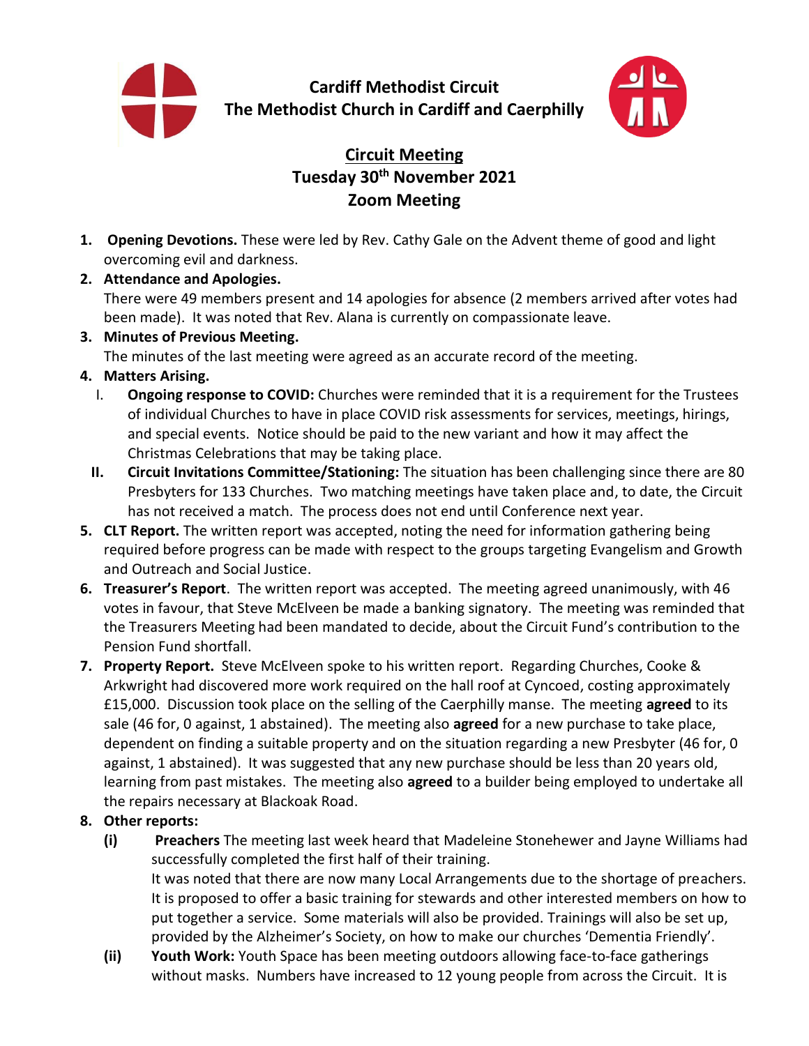# Cardiff Methodist Circuit
## The Methodist Church in Cardiff and Caerphilly

## Circuit Meeting
### Tuesday 30th November 2021
### Zoom Meeting

1. **Opening Devotions.** These were led by Rev. Cathy Gale on the Advent theme of good and light overcoming evil and darkness.
2. **Attendance and Apologies.**
   There were 49 members present and 14 apologies for absence (2 members arrived after votes had been made). It was noted that Rev. Alana is currently on compassionate leave.
3. **Minutes of Previous Meeting.**
   The minutes of the last meeting were agreed as an accurate record of the meeting.
4. **Matters Arising.**
   I. **Ongoing response to COVID:** Churches were reminded that it is a requirement for the Trustees of individual Churches to have in place COVID risk assessments for services, meetings, hirings, and special events. Notice should be paid to the new variant and how it may affect the Christmas Celebrations that may be taking place.
   II. **Circuit Invitations Committee/Stationing:** The situation has been challenging since there are 80 Presbyters for 133 Churches. Two matching meetings have taken place and, to date, the Circuit has not received a match. The process does not end until Conference next year.
5. **CLT Report.** The written report was accepted, noting the need for information gathering being required before progress can be made with respect to the groups targeting Evangelism and Growth and Outreach and Social Justice.
6. **Treasurer's Report**. The written report was accepted. The meeting agreed unanimously, with 46 votes in favour, that Steve McElveen be made a banking signatory. The meeting was reminded that the Treasurers Meeting had been mandated to decide, about the Circuit Fund's contribution to the Pension Fund shortfall.
7. **Property Report.** Steve McElveen spoke to his written report. Regarding Churches, Cooke & Arkwright had discovered more work required on the hall roof at Cyncoed, costing approximately £15,000. Discussion took place on the selling of the Caerphilly manse. The meeting **agreed** to its sale (46 for, 0 against, 1 abstained). The meeting also **agreed** for a new purchase to take place, dependent on finding a suitable property and on the situation regarding a new Presbyter (46 for, 0 against, 1 abstained). It was suggested that any new purchase should be less than 20 years old, learning from past mistakes. The meeting also **agreed** to a builder being employed to undertake all the repairs necessary at Blackoak Road.
8. **Other reports:**
   **(i)** **Preachers** The meeting last week heard that Madeleine Stonehewer and Jayne Williams had successfully completed the first half of their training.
   It was noted that there are now many Local Arrangements due to the shortage of preachers. It is proposed to offer a basic training for stewards and other interested members on how to put together a service. Some materials will also be provided. Trainings will also be set up, provided by the Alzheimer's Society, on how to make our churches 'Dementia Friendly'.
   **(ii)** **Youth Work:** Youth Space has been meeting outdoors allowing face-to-face gatherings without masks. Numbers have increased to 12 young people from across the Circuit. It is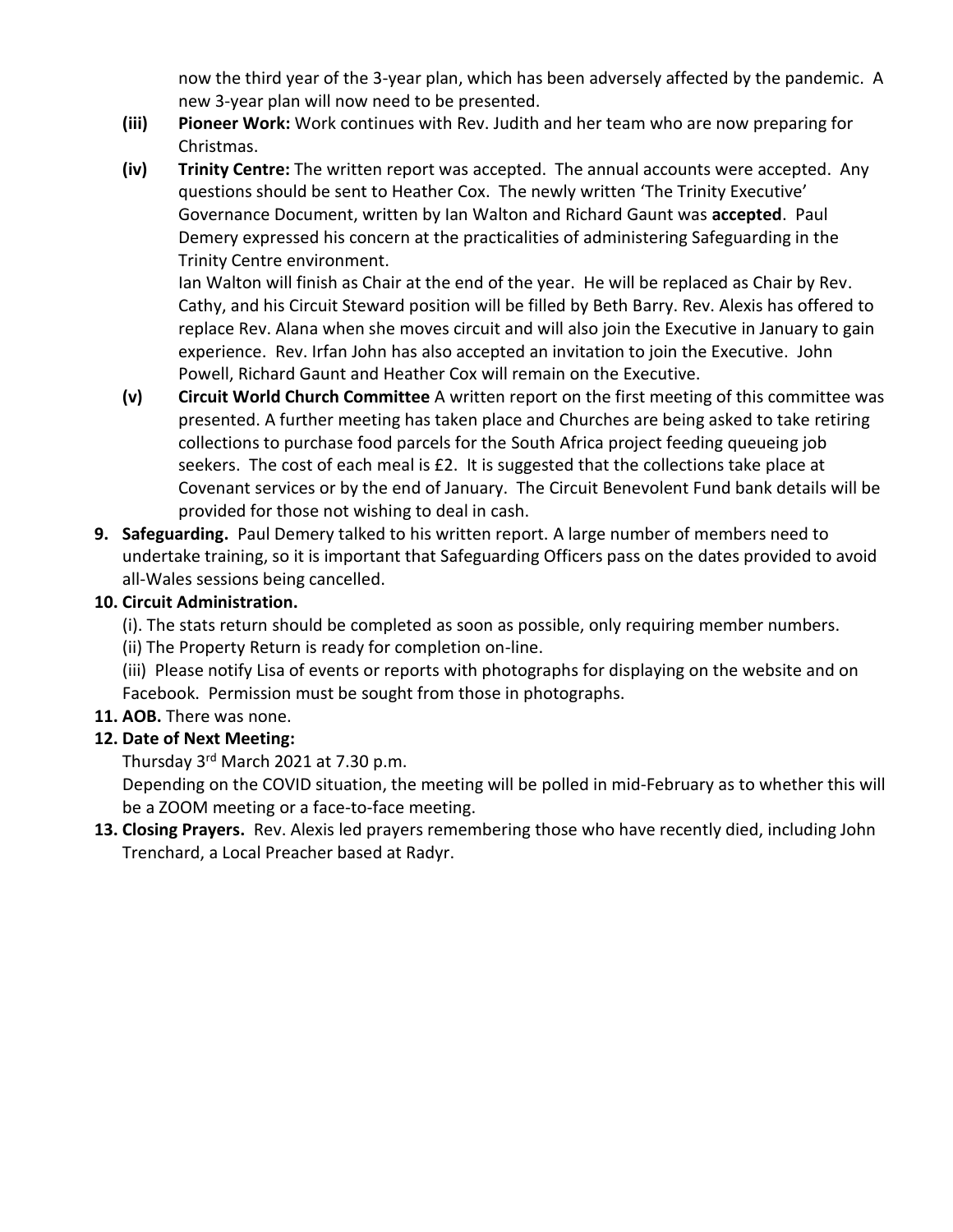now the third year of the 3-year plan, which has been adversely affected by the pandemic. A new 3-year plan will now need to be presented.

- **(iii) Pioneer Work:** Work continues with Rev. Judith and her team who are now preparing for Christmas.
- **(iv) Trinity Centre:** The written report was accepted. The annual accounts were accepted. Any questions should be sent to Heather Cox. The newly written 'The Trinity Executive' Governance Document, written by Ian Walton and Richard Gaunt was **accepted**. Paul Demery expressed his concern at the practicalities of administering Safeguarding in the Trinity Centre environment.

  Ian Walton will finish as Chair at the end of the year. He will be replaced as Chair by Rev. Cathy, and his Circuit Steward position will be filled by Beth Barry. Rev. Alexis has offered to replace Rev. Alana when she moves circuit and will also join the Executive in January to gain experience. Rev. Irfan John has also accepted an invitation to join the Executive. John Powell, Richard Gaunt and Heather Cox will remain on the Executive.
- **(v) Circuit World Church Committee** A written report on the first meeting of this committee was presented. A further meeting has taken place and Churches are being asked to take retiring collections to purchase food parcels for the South Africa project feeding queueing job seekers. The cost of each meal is £2. It is suggested that the collections take place at Covenant services or by the end of January. The Circuit Benevolent Fund bank details will be provided for those not wishing to deal in cash.

**9. Safeguarding.** Paul Demery talked to his written report. A large number of members need to undertake training, so it is important that Safeguarding Officers pass on the dates provided to avoid all-Wales sessions being cancelled.

**10. Circuit Administration.**

(i). The stats return should be completed as soon as possible, only requiring member numbers.

(ii) The Property Return is ready for completion on-line.

(iii) Please notify Lisa of events or reports with photographs for displaying on the website and on Facebook. Permission must be sought from those in photographs.

**11. AOB.** There was none.

**12. Date of Next Meeting:**

Thursday 3rd March 2021 at 7.30 p.m.

Depending on the COVID situation, the meeting will be polled in mid-February as to whether this will be a ZOOM meeting or a face-to-face meeting.

**13. Closing Prayers.** Rev. Alexis led prayers remembering those who have recently died, including John Trenchard, a Local Preacher based at Radyr.